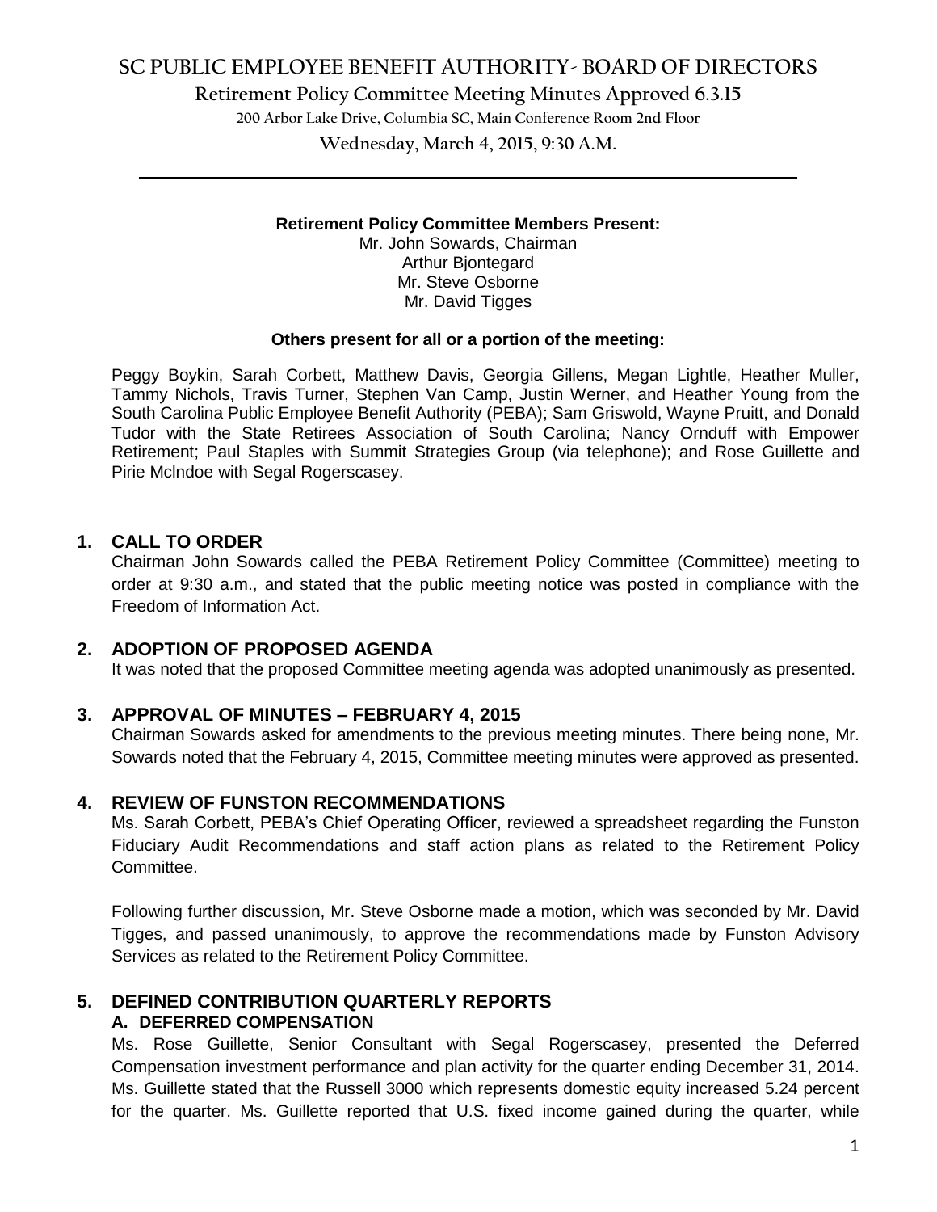# SC PUBLIC EMPLOYEE BENEFIT AUTHORITY- BOARD OF DIRECTORS

## Retirement Policy Committee Meeting Minutes Approved 6.3.15

200 Arbor Lake Drive, Columbia SC, Main Conference Room 2nd Floor

Wednesday, March 4, 2015, 9:30 A.M.

---

**Retirement Policy Committee Members Present:**

Mr. John Sowards, Chairman
Arthur Bjontegard
Mr. Steve Osborne
Mr. David Tigges

**Others present for all or a portion of the meeting:**

Peggy Boykin, Sarah Corbett, Matthew Davis, Georgia Gillens, Megan Lightle, Heather Muller, Tammy Nichols, Travis Turner, Stephen Van Camp, Justin Werner, and Heather Young from the South Carolina Public Employee Benefit Authority (PEBA); Sam Griswold, Wayne Pruitt, and Donald Tudor with the State Retirees Association of South Carolina; Nancy Ornduff with Empower Retirement; Paul Staples with Summit Strategies Group (via telephone); and Rose Guillette and Pirie Mclndoe with Segal Rogerscasey.

## 1. CALL TO ORDER

Chairman John Sowards called the PEBA Retirement Policy Committee (Committee) meeting to order at 9:30 a.m., and stated that the public meeting notice was posted in compliance with the Freedom of Information Act.

## 2. ADOPTION OF PROPOSED AGENDA

It was noted that the proposed Committee meeting agenda was adopted unanimously as presented.

## 3. APPROVAL OF MINUTES – FEBRUARY 4, 2015

Chairman Sowards asked for amendments to the previous meeting minutes. There being none, Mr. Sowards noted that the February 4, 2015, Committee meeting minutes were approved as presented.

## 4. REVIEW OF FUNSTON RECOMMENDATIONS

Ms. Sarah Corbett, PEBA's Chief Operating Officer, reviewed a spreadsheet regarding the Funston Fiduciary Audit Recommendations and staff action plans as related to the Retirement Policy Committee.

Following further discussion, Mr. Steve Osborne made a motion, which was seconded by Mr. David Tigges, and passed unanimously, to approve the recommendations made by Funston Advisory Services as related to the Retirement Policy Committee.

## 5. DEFINED CONTRIBUTION QUARTERLY REPORTS

### A. DEFERRED COMPENSATION

Ms. Rose Guillette, Senior Consultant with Segal Rogerscasey, presented the Deferred Compensation investment performance and plan activity for the quarter ending December 31, 2014. Ms. Guillette stated that the Russell 3000 which represents domestic equity increased 5.24 percent for the quarter. Ms. Guillette reported that U.S. fixed income gained during the quarter, while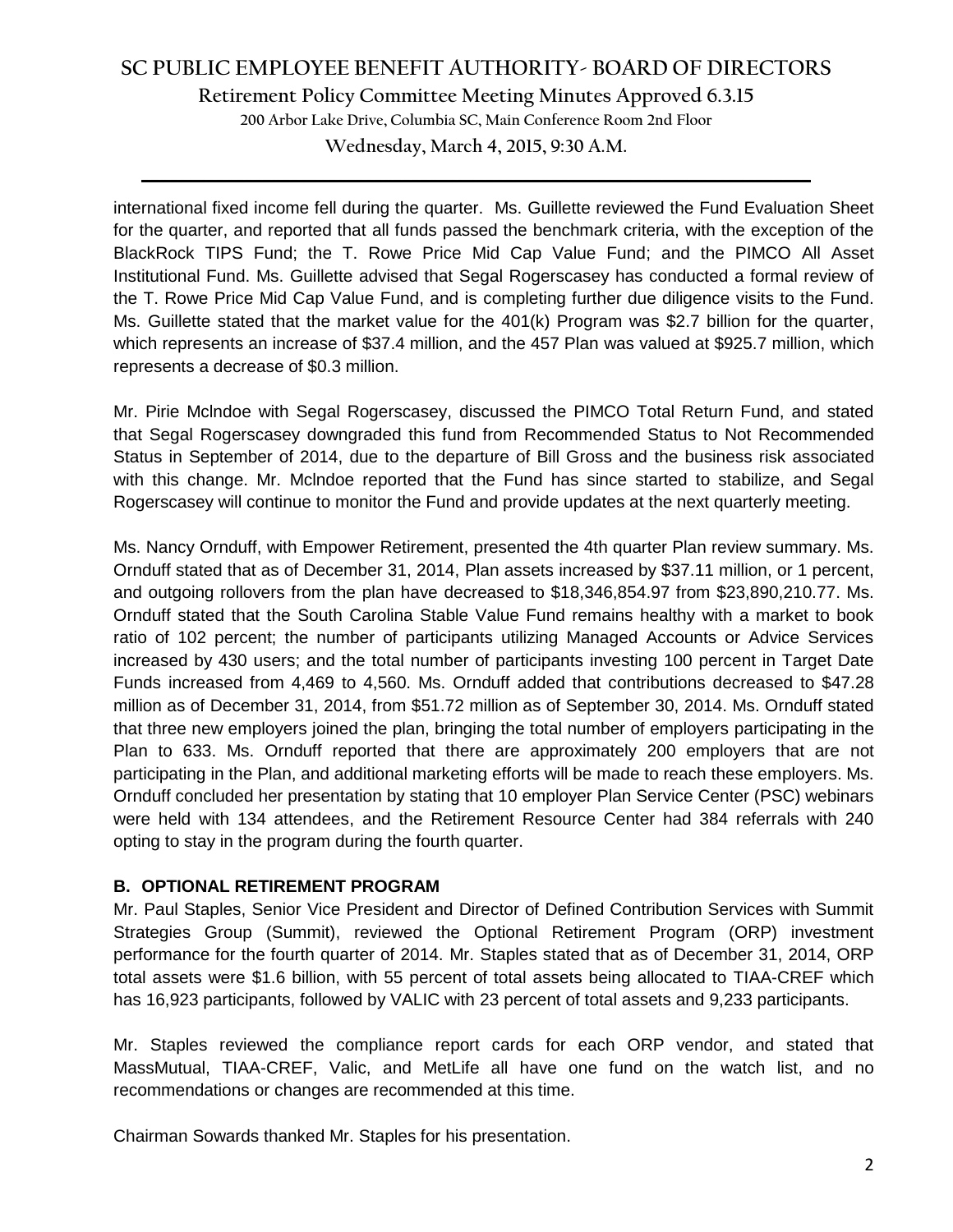international fixed income fell during the quarter. Ms. Guillette reviewed the Fund Evaluation Sheet for the quarter, and reported that all funds passed the benchmark criteria, with the exception of the BlackRock TIPS Fund; the T. Rowe Price Mid Cap Value Fund; and the PIMCO All Asset Institutional Fund. Ms. Guillette advised that Segal Rogerscasey has conducted a formal review of the T. Rowe Price Mid Cap Value Fund, and is completing further due diligence visits to the Fund. Ms. Guillette stated that the market value for the 401(k) Program was $2.7 billion for the quarter, which represents an increase of $37.4 million, and the 457 Plan was valued at $925.7 million, which represents a decrease of $0.3 million.

Mr. Pirie Mclndoe with Segal Rogerscasey, discussed the PIMCO Total Return Fund, and stated that Segal Rogerscasey downgraded this fund from Recommended Status to Not Recommended Status in September of 2014, due to the departure of Bill Gross and the business risk associated with this change. Mr. Mclndoe reported that the Fund has since started to stabilize, and Segal Rogerscasey will continue to monitor the Fund and provide updates at the next quarterly meeting.

Ms. Nancy Ornduff, with Empower Retirement, presented the 4th quarter Plan review summary. Ms. Ornduff stated that as of December 31, 2014, Plan assets increased by $37.11 million, or 1 percent, and outgoing rollovers from the plan have decreased to $18,346,854.97 from $23,890,210.77. Ms. Ornduff stated that the South Carolina Stable Value Fund remains healthy with a market to book ratio of 102 percent; the number of participants utilizing Managed Accounts or Advice Services increased by 430 users; and the total number of participants investing 100 percent in Target Date Funds increased from 4,469 to 4,560. Ms. Ornduff added that contributions decreased to $47.28 million as of December 31, 2014, from $51.72 million as of September 30, 2014. Ms. Ornduff stated that three new employers joined the plan, bringing the total number of employers participating in the Plan to 633. Ms. Ornduff reported that there are approximately 200 employers that are not participating in the Plan, and additional marketing efforts will be made to reach these employers. Ms. Ornduff concluded her presentation by stating that 10 employer Plan Service Center (PSC) webinars were held with 134 attendees, and the Retirement Resource Center had 384 referrals with 240 opting to stay in the program during the fourth quarter.

**B. OPTIONAL RETIREMENT PROGRAM**

Mr. Paul Staples, Senior Vice President and Director of Defined Contribution Services with Summit Strategies Group (Summit), reviewed the Optional Retirement Program (ORP) investment performance for the fourth quarter of 2014. Mr. Staples stated that as of December 31, 2014, ORP total assets were $1.6 billion, with 55 percent of total assets being allocated to TIAA-CREF which has 16,923 participants, followed by VALIC with 23 percent of total assets and 9,233 participants.

Mr. Staples reviewed the compliance report cards for each ORP vendor, and stated that MassMutual, TIAA-CREF, Valic, and MetLife all have one fund on the watch list, and no recommendations or changes are recommended at this time.

Chairman Sowards thanked Mr. Staples for his presentation.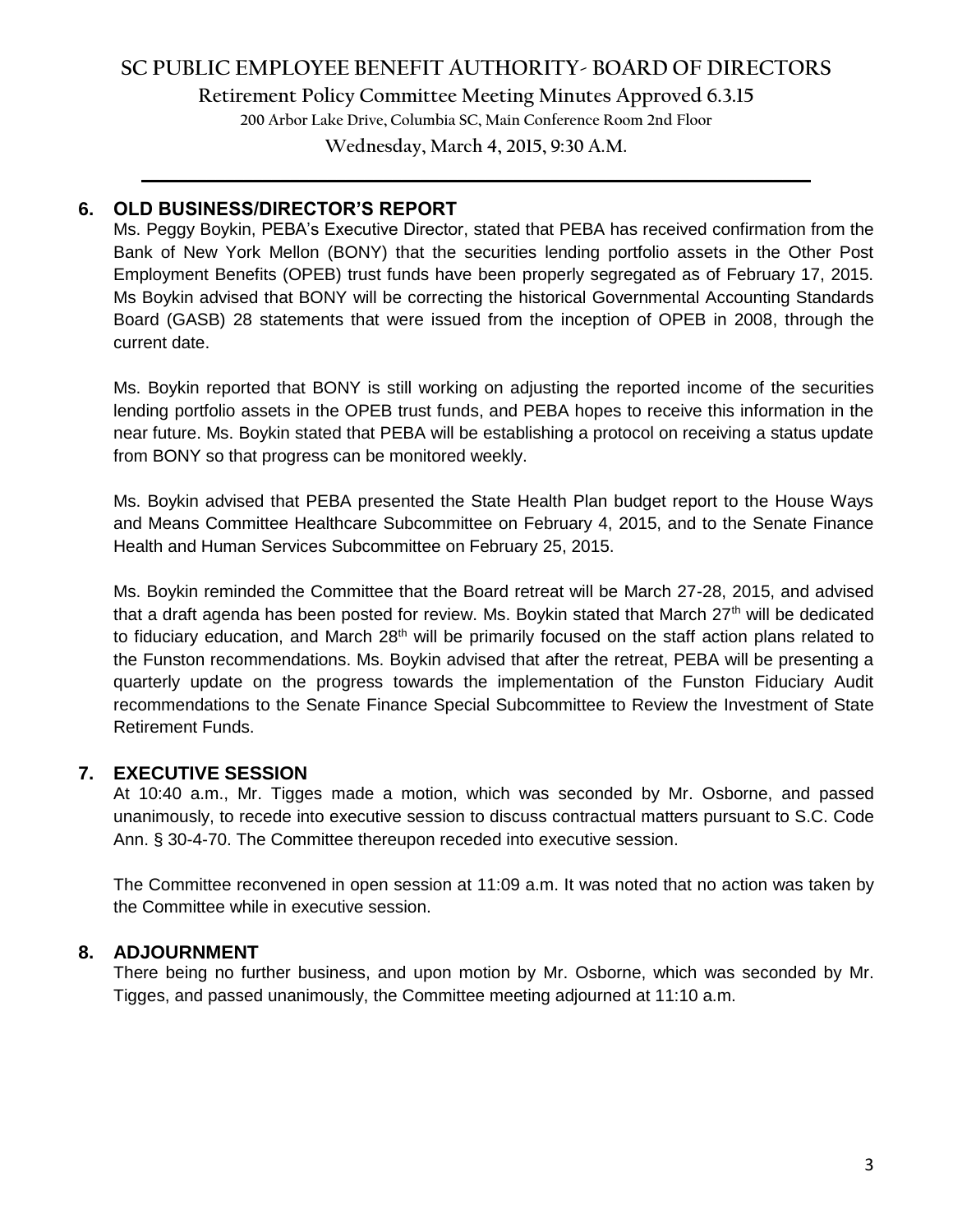## 6. OLD BUSINESS/DIRECTOR'S REPORT

Ms. Peggy Boykin, PEBA's Executive Director, stated that PEBA has received confirmation from the Bank of New York Mellon (BONY) that the securities lending portfolio assets in the Other Post Employment Benefits (OPEB) trust funds have been properly segregated as of February 17, 2015. Ms Boykin advised that BONY will be correcting the historical Governmental Accounting Standards Board (GASB) 28 statements that were issued from the inception of OPEB in 2008, through the current date.

Ms. Boykin reported that BONY is still working on adjusting the reported income of the securities lending portfolio assets in the OPEB trust funds, and PEBA hopes to receive this information in the near future. Ms. Boykin stated that PEBA will be establishing a protocol on receiving a status update from BONY so that progress can be monitored weekly.

Ms. Boykin advised that PEBA presented the State Health Plan budget report to the House Ways and Means Committee Healthcare Subcommittee on February 4, 2015, and to the Senate Finance Health and Human Services Subcommittee on February 25, 2015.

Ms. Boykin reminded the Committee that the Board retreat will be March 27-28, 2015, and advised that a draft agenda has been posted for review. Ms. Boykin stated that March 27th will be dedicated to fiduciary education, and March 28th will be primarily focused on the staff action plans related to the Funston recommendations. Ms. Boykin advised that after the retreat, PEBA will be presenting a quarterly update on the progress towards the implementation of the Funston Fiduciary Audit recommendations to the Senate Finance Special Subcommittee to Review the Investment of State Retirement Funds.

## 7. EXECUTIVE SESSION

At 10:40 a.m., Mr. Tigges made a motion, which was seconded by Mr. Osborne, and passed unanimously, to recede into executive session to discuss contractual matters pursuant to S.C. Code Ann. § 30-4-70. The Committee thereupon receded into executive session.

The Committee reconvened in open session at 11:09 a.m. It was noted that no action was taken by the Committee while in executive session.

## 8. ADJOURNMENT

There being no further business, and upon motion by Mr. Osborne, which was seconded by Mr. Tigges, and passed unanimously, the Committee meeting adjourned at 11:10 a.m.